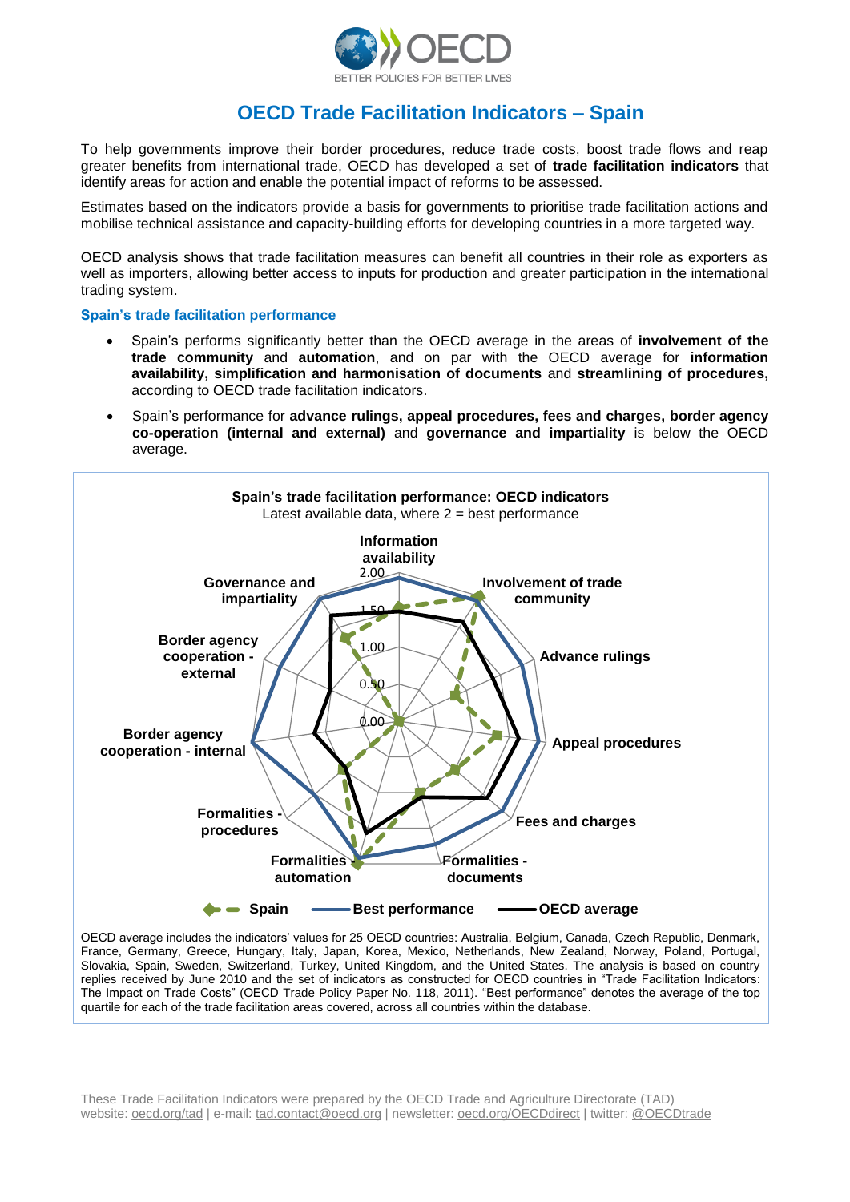# OECD Trade Facilitation Indicators – Spain

To help governments improve their border procedures, reduce trade costs, boost trade flows and reap greater benefits from international trade, OECD has developed a set of **trade facilitation indicators** that identify areas for action and enable the potential impact of reforms to be assessed.

Estimates based on the indicators provide a basis for governments to prioritise trade facilitation actions and mobilise technical assistance and capacity-building efforts for developing countries in a more targeted way.

OECD analysis shows that trade facilitation measures can benefit all countries in their role as exporters as well as importers, allowing better access to inputs for production and greater participation in the international trading system.

## Spain's trade facilitation performance

- Spain's performs significantly better than the OECD average in the areas of **involvement of the trade community** and **automation**, and on par with the OECD average for **information availability, simplification and harmonisation of documents** and **streamlining of procedures,** according to OECD trade facilitation indicators.
- Spain's performance for **advance rulings, appeal procedures, fees and charges, border agency co-operation (internal and external)** and **governance and impartiality** is below the OECD average.

**Spain's trade facilitation performance: OECD indicators**
Latest available data, where 2 = best performance

Information availability; Involvement of trade community; Advance rulings; Appeal procedures; Fees and charges; Formalities - documents; Formalities - automation; Formalities - procedures; Border agency cooperation - internal; Border agency cooperation - external; Governance and impartiality

0.00; 0.50; 1.00; 1.50; 2.00

Spain; Best performance; OECD average

OECD average includes the indicators' values for 25 OECD countries: Australia, Belgium, Canada, Czech Republic, Denmark, France, Germany, Greece, Hungary, Italy, Japan, Korea, Mexico, Netherlands, New Zealand, Norway, Poland, Portugal, Slovakia, Spain, Sweden, Switzerland, Turkey, United Kingdom, and the United States. The analysis is based on country replies received by June 2010 and the set of indicators as constructed for OECD countries in "Trade Facilitation Indicators: The Impact on Trade Costs" (OECD Trade Policy Paper No. 118, 2011). "Best performance" denotes the average of the top quartile for each of the trade facilitation areas covered, across all countries within the database.

These Trade Facilitation Indicators were prepared by the OECD Trade and Agriculture Directorate (TAD)
website: oecd.org/tad | e-mail: tad.contact@oecd.org | newsletter: oecd.org/OECDdirect | twitter: @OECDtrade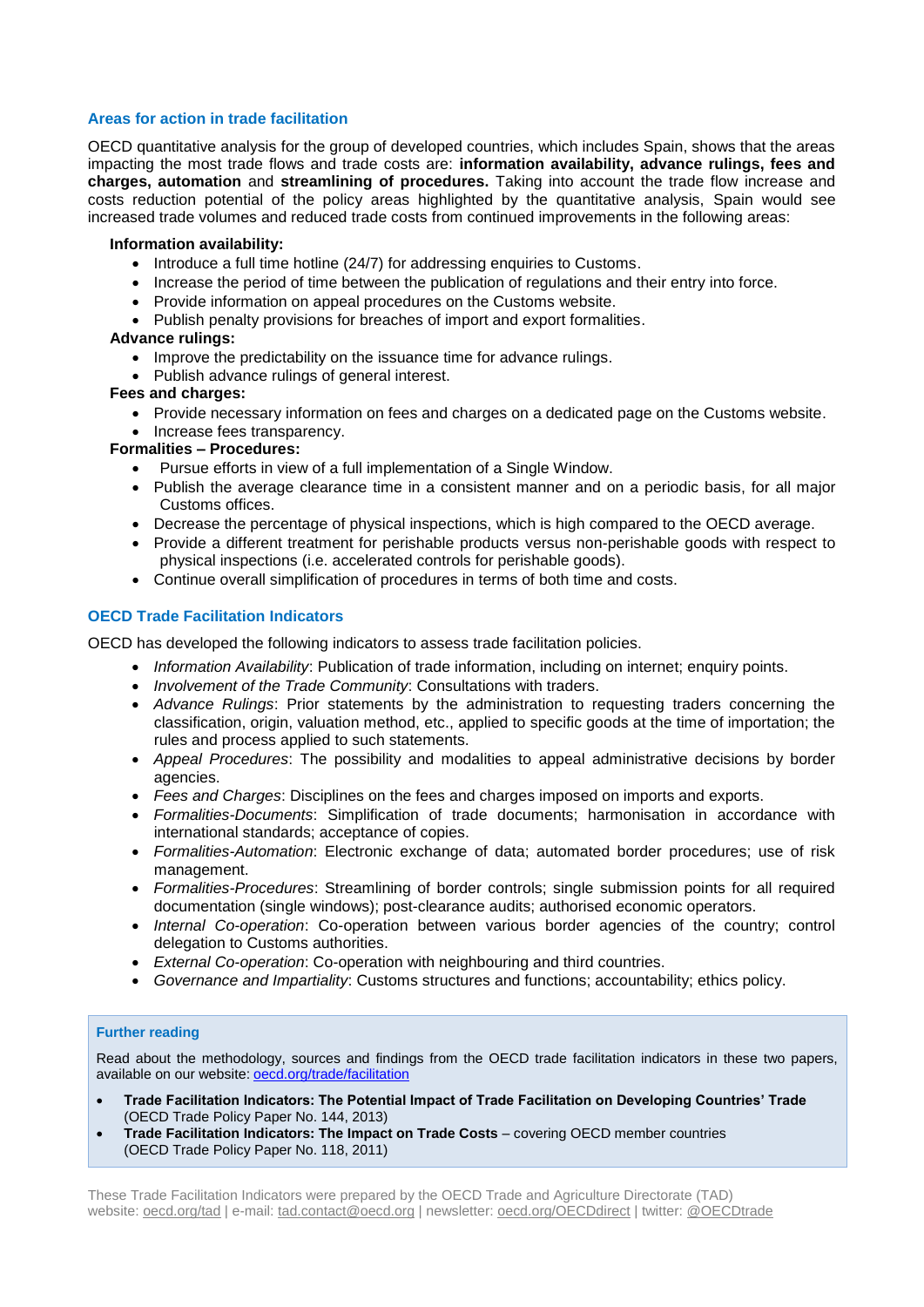## Areas for action in trade facilitation

OECD quantitative analysis for the group of developed countries, which includes Spain, shows that the areas impacting the most trade flows and trade costs are: **information availability, advance rulings, fees and charges, automation** and **streamlining of procedures.** Taking into account the trade flow increase and costs reduction potential of the policy areas highlighted by the quantitative analysis, Spain would see increased trade volumes and reduced trade costs from continued improvements in the following areas:

**Information availability:**

- Introduce a full time hotline (24/7) for addressing enquiries to Customs.
- Increase the period of time between the publication of regulations and their entry into force.
- Provide information on appeal procedures on the Customs website.
- Publish penalty provisions for breaches of import and export formalities.

**Advance rulings:**

- Improve the predictability on the issuance time for advance rulings.
- Publish advance rulings of general interest.

**Fees and charges:**

- Provide necessary information on fees and charges on a dedicated page on the Customs website.
- Increase fees transparency.

**Formalities – Procedures:**

- Pursue efforts in view of a full implementation of a Single Window.
- Publish the average clearance time in a consistent manner and on a periodic basis, for all major Customs offices.
- Decrease the percentage of physical inspections, which is high compared to the OECD average.
- Provide a different treatment for perishable products versus non-perishable goods with respect to physical inspections (i.e. accelerated controls for perishable goods).
- Continue overall simplification of procedures in terms of both time and costs.

## OECD Trade Facilitation Indicators

OECD has developed the following indicators to assess trade facilitation policies.

- *Information Availability*: Publication of trade information, including on internet; enquiry points.
- *Involvement of the Trade Community*: Consultations with traders.
- *Advance Rulings*: Prior statements by the administration to requesting traders concerning the classification, origin, valuation method, etc., applied to specific goods at the time of importation; the rules and process applied to such statements.
- *Appeal Procedures*: The possibility and modalities to appeal administrative decisions by border agencies.
- *Fees and Charges*: Disciplines on the fees and charges imposed on imports and exports.
- *Formalities-Documents*: Simplification of trade documents; harmonisation in accordance with international standards; acceptance of copies.
- *Formalities-Automation*: Electronic exchange of data; automated border procedures; use of risk management.
- *Formalities-Procedures*: Streamlining of border controls; single submission points for all required documentation (single windows); post-clearance audits; authorised economic operators.
- *Internal Co-operation*: Co-operation between various border agencies of the country; control delegation to Customs authorities.
- *External Co-operation*: Co-operation with neighbouring and third countries.
- *Governance and Impartiality*: Customs structures and functions; accountability; ethics policy.

### Further reading

Read about the methodology, sources and findings from the OECD trade facilitation indicators in these two papers, available on our website: oecd.org/trade/facilitation

- **Trade Facilitation Indicators: The Potential Impact of Trade Facilitation on Developing Countries' Trade** (OECD Trade Policy Paper No. 144, 2013)
- **Trade Facilitation Indicators: The Impact on Trade Costs** – covering OECD member countries (OECD Trade Policy Paper No. 118, 2011)

These Trade Facilitation Indicators were prepared by the OECD Trade and Agriculture Directorate (TAD)
website: oecd.org/tad | e-mail: tad.contact@oecd.org | newsletter: oecd.org/OECDdirect | twitter: @OECDtrade